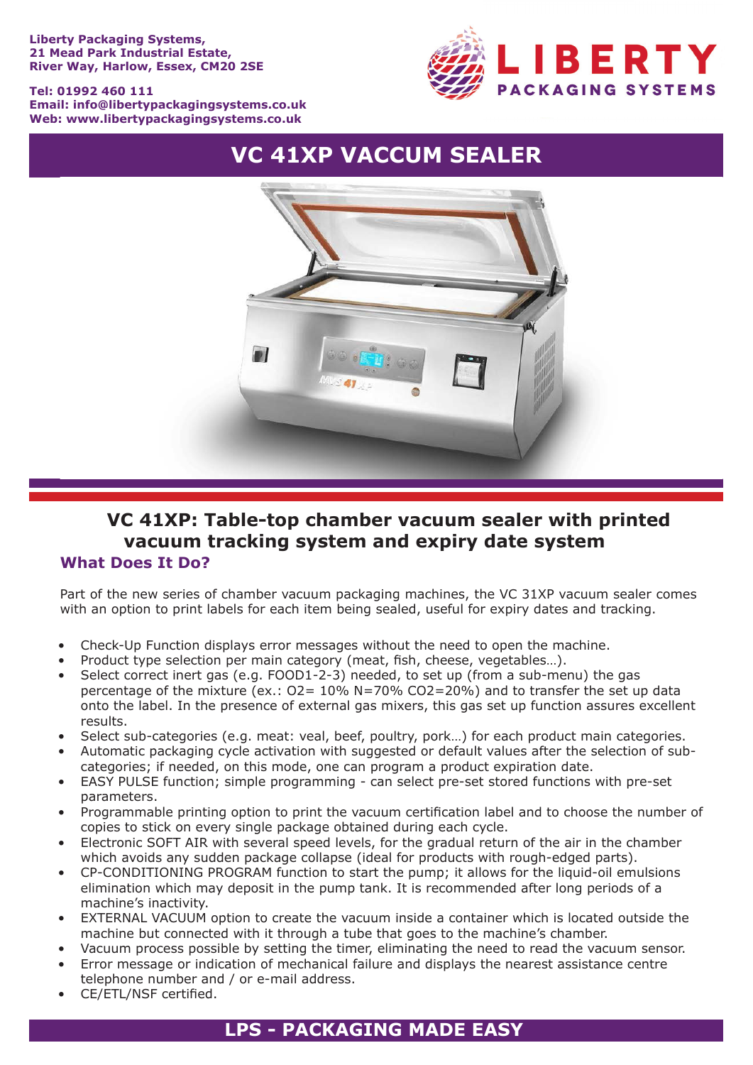Liberty Packaging Systems,
21 Mead Park Industrial Estate,
River Way, Harlow, Essex, CM20 2SE

Tel: 01992 460 111
Email: info@libertypackagingsystems.co.uk
Web: www.libertypackagingsystems.co.uk

LIBERTY PACKAGING SYSTEMS

# VC 41XP VACCUM SEALER

## VC 41XP: Table-top chamber vacuum sealer with printed vacuum tracking system and expiry date system

### What Does It Do?

Part of the new series of chamber vacuum packaging machines, the VC 31XP vacuum sealer comes with an option to print labels for each item being sealed, useful for expiry dates and tracking.

- Check-Up Function displays error messages without the need to open the machine.
- Product type selection per main category (meat, fish, cheese, vegetables…).
- Select correct inert gas (e.g. FOOD1-2-3) needed, to set up (from a sub-menu) the gas percentage of the mixture (ex.: O2= 10% N=70% CO2=20%) and to transfer the set up data onto the label. In the presence of external gas mixers, this gas set up function assures excellent results.
- Select sub-categories (e.g. meat: veal, beef, poultry, pork…) for each product main categories.
- Automatic packaging cycle activation with suggested or default values after the selection of sub-categories; if needed, on this mode, one can program a product expiration date.
- EASY PULSE function; simple programming - can select pre-set stored functions with pre-set parameters.
- Programmable printing option to print the vacuum certification label and to choose the number of copies to stick on every single package obtained during each cycle.
- Electronic SOFT AIR with several speed levels, for the gradual return of the air in the chamber which avoids any sudden package collapse (ideal for products with rough-edged parts).
- CP-CONDITIONING PROGRAM function to start the pump; it allows for the liquid-oil emulsions elimination which may deposit in the pump tank. It is recommended after long periods of a machine's inactivity.
- EXTERNAL VACUUM option to create the vacuum inside a container which is located outside the machine but connected with it through a tube that goes to the machine's chamber.
- Vacuum process possible by setting the timer, eliminating the need to read the vacuum sensor.
- Error message or indication of mechanical failure and displays the nearest assistance centre telephone number and / or e-mail address.
- CE/ETL/NSF certified.

**LPS - PACKAGING MADE EASY**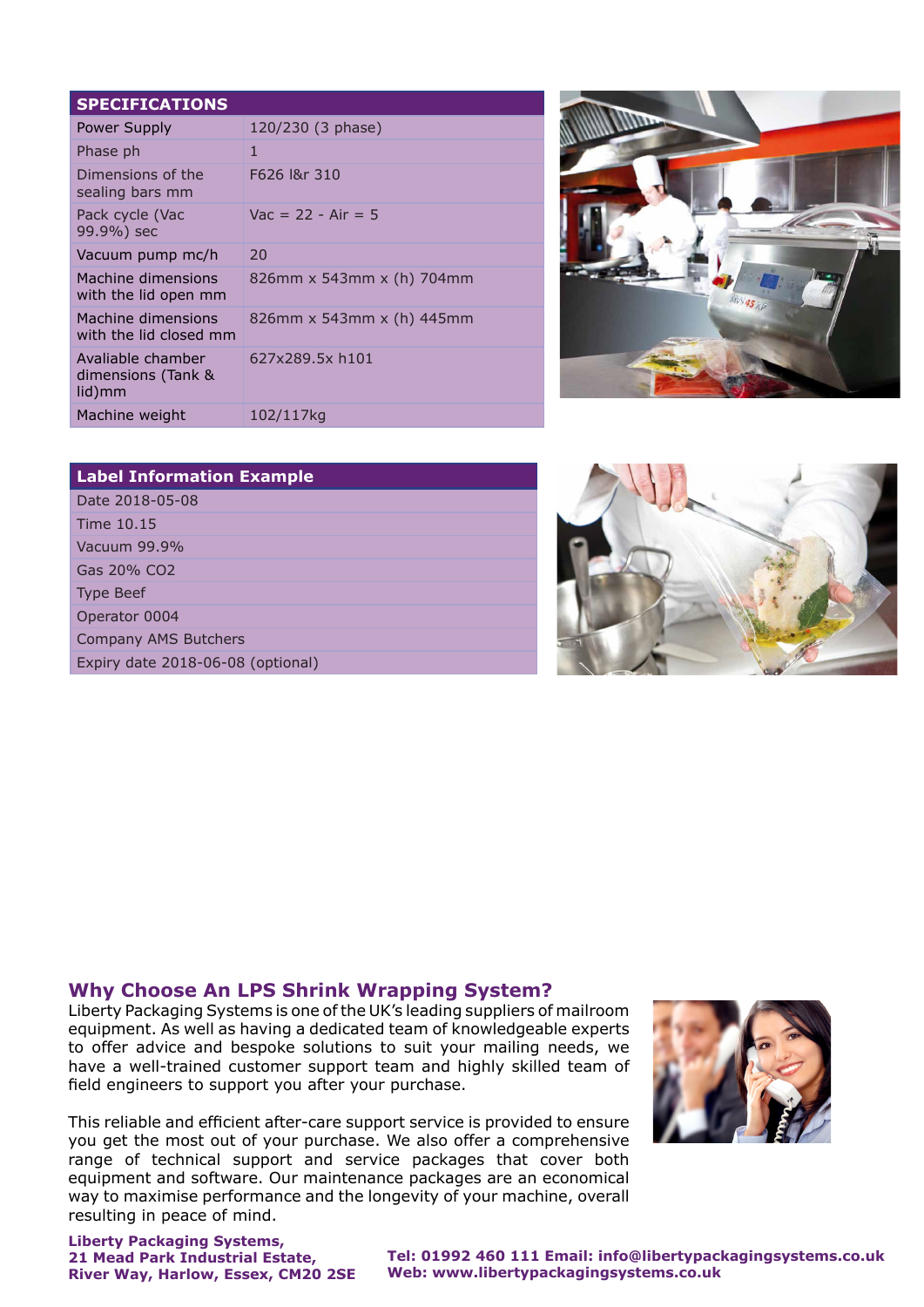| SPECIFICATIONS | |
|---|---|
| Power Supply | 120/230 (3 phase) |
| Phase ph | 1 |
| Dimensions of the sealing bars mm | F626 l&r 310 |
| Pack cycle (Vac 99.9%) sec | Vac = 22 - Air = 5 |
| Vacuum pump mc/h | 20 |
| Machine dimensions with the lid open mm | 826mm x 543mm x (h) 704mm |
| Machine dimensions with the lid closed mm | 826mm x 543mm x (h) 445mm |
| Avaliable chamber dimensions (Tank & lid)mm | 627x289.5x h101 |
| Machine weight | 102/117kg |

| Label Information Example |
|---|
| Date 2018-05-08 |
| Time 10.15 |
| Vacuum 99.9% |
| Gas 20% $CO_2$ |
| Type Beef |
| Operator 0004 |
| Company AMS Butchers |
| Expiry date 2018-06-08 (optional) |

## Why Choose An LPS Shrink Wrapping System?

Liberty Packaging Systems is one of the UK's leading suppliers of mailroom equipment. As well as having a dedicated team of knowledgeable experts to offer advice and bespoke solutions to suit your mailing needs, we have a well-trained customer support team and highly skilled team of field engineers to support you after your purchase.

This reliable and efficient after-care support service is provided to ensure you get the most out of your purchase. We also offer a comprehensive range of technical support and service packages that cover both equipment and software. Our maintenance packages are an economical way to maximise performance and the longevity of your machine, overall resulting in peace of mind.

**Liberty Packaging Systems,**
**21 Mead Park Industrial Estate,**
**River Way, Harlow, Essex, CM20 2SE**

**Tel: 01992 460 111 Email: info@libertypackagingsystems.co.uk**
**Web: www.libertypackagingsystems.co.uk**